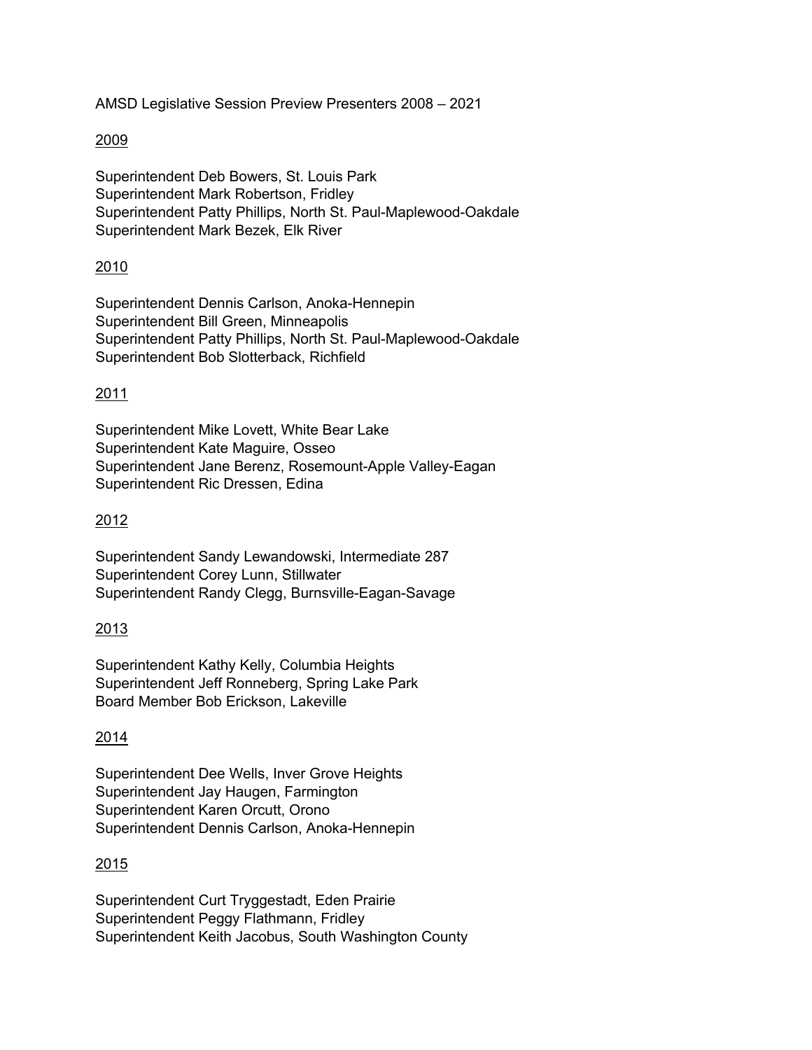AMSD Legislative Session Preview Presenters 2008 – 2021

2009

Superintendent Deb Bowers, St. Louis Park
Superintendent Mark Robertson, Fridley
Superintendent Patty Phillips, North St. Paul-Maplewood-Oakdale
Superintendent Mark Bezek, Elk River

2010

Superintendent Dennis Carlson, Anoka-Hennepin
Superintendent Bill Green, Minneapolis
Superintendent Patty Phillips, North St. Paul-Maplewood-Oakdale
Superintendent Bob Slotterback, Richfield

2011

Superintendent Mike Lovett, White Bear Lake
Superintendent Kate Maguire, Osseo
Superintendent Jane Berenz, Rosemount-Apple Valley-Eagan
Superintendent Ric Dressen, Edina

2012

Superintendent Sandy Lewandowski, Intermediate 287
Superintendent Corey Lunn, Stillwater
Superintendent Randy Clegg, Burnsville-Eagan-Savage

2013

Superintendent Kathy Kelly, Columbia Heights
Superintendent Jeff Ronneberg, Spring Lake Park
Board Member Bob Erickson, Lakeville

2014

Superintendent Dee Wells, Inver Grove Heights
Superintendent Jay Haugen, Farmington
Superintendent Karen Orcutt, Orono
Superintendent Dennis Carlson, Anoka-Hennepin

2015

Superintendent Curt Tryggestadt, Eden Prairie
Superintendent Peggy Flathmann, Fridley
Superintendent Keith Jacobus, South Washington County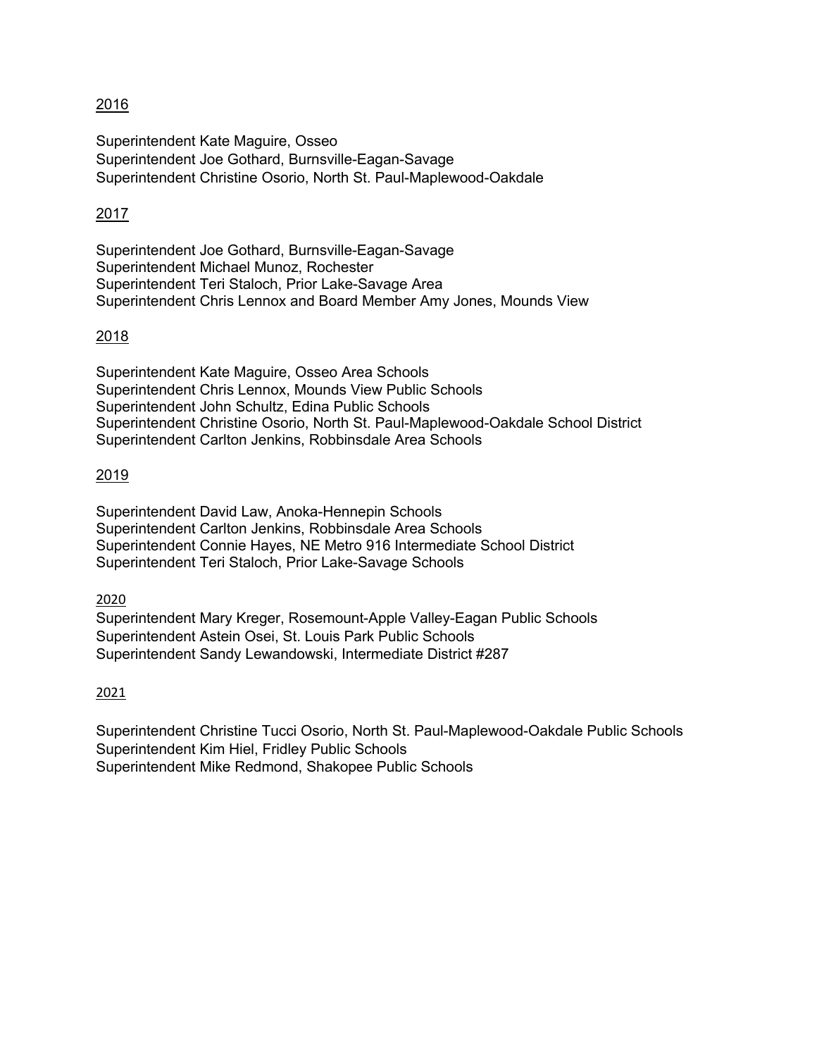2016

Superintendent Kate Maguire, Osseo
Superintendent Joe Gothard, Burnsville-Eagan-Savage
Superintendent Christine Osorio, North St. Paul-Maplewood-Oakdale

2017

Superintendent Joe Gothard, Burnsville-Eagan-Savage
Superintendent Michael Munoz, Rochester
Superintendent Teri Staloch, Prior Lake-Savage Area
Superintendent Chris Lennox and Board Member Amy Jones, Mounds View

2018

Superintendent Kate Maguire, Osseo Area Schools
Superintendent Chris Lennox, Mounds View Public Schools
Superintendent John Schultz, Edina Public Schools
Superintendent Christine Osorio, North St. Paul-Maplewood-Oakdale School District
Superintendent Carlton Jenkins, Robbinsdale Area Schools

2019

Superintendent David Law, Anoka-Hennepin Schools
Superintendent Carlton Jenkins, Robbinsdale Area Schools
Superintendent Connie Hayes, NE Metro 916 Intermediate School District
Superintendent Teri Staloch, Prior Lake-Savage Schools

2020

Superintendent Mary Kreger, Rosemount-Apple Valley-Eagan Public Schools
Superintendent Astein Osei, St. Louis Park Public Schools
Superintendent Sandy Lewandowski, Intermediate District #287

2021

Superintendent Christine Tucci Osorio, North St. Paul-Maplewood-Oakdale Public Schools
Superintendent Kim Hiel, Fridley Public Schools
Superintendent Mike Redmond, Shakopee Public Schools